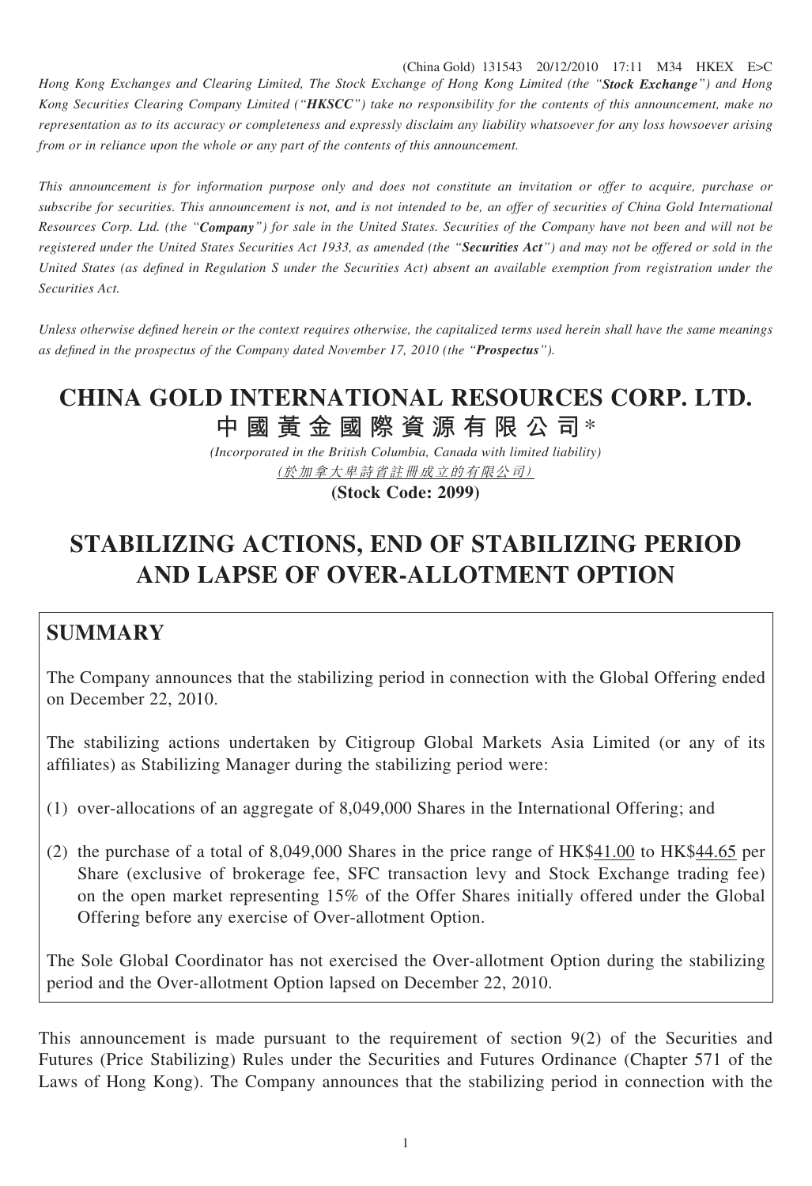*Hong Kong Exchanges and Clearing Limited, The Stock Exchange of Hong Kong Limited (the "**Stock Exchange**") and Hong Kong Securities Clearing Company Limited ("**HKSCC**") take no responsibility for the contents of this announcement, make no representation as to its accuracy or completeness and expressly disclaim any liability whatsoever for any loss howsoever arising from or in reliance upon the whole or any part of the contents of this announcement.*

*This announcement is for information purpose only and does not constitute an invitation or offer to acquire, purchase or subscribe for securities. This announcement is not, and is not intended to be, an offer of securities of China Gold International Resources Corp. Ltd. (the "**Company**") for sale in the United States. Securities of the Company have not been and will not be registered under the United States Securities Act 1933, as amended (the "**Securities Act**") and may not be offered or sold in the United States (as defined in Regulation S under the Securities Act) absent an available exemption from registration under the Securities Act.*

*Unless otherwise defined herein or the context requires otherwise, the capitalized terms used herein shall have the same meanings as defined in the prospectus of the Company dated November 17, 2010 (the "**Prospectus**").*

# CHINA GOLD INTERNATIONAL RESOURCES CORP. LTD.
# 中國黃金國際資源有限公司*

*(Incorporated in the British Columbia, Canada with limited liability)*

*(於加拿大卑詩省註冊成立的有限公司)*

**(Stock Code: 2099)**

# STABILIZING ACTIONS, END OF STABILIZING PERIOD AND LAPSE OF OVER-ALLOTMENT OPTION

## SUMMARY

The Company announces that the stabilizing period in connection with the Global Offering ended on December 22, 2010.

The stabilizing actions undertaken by Citigroup Global Markets Asia Limited (or any of its affiliates) as Stabilizing Manager during the stabilizing period were:

(1) over-allocations of an aggregate of 8,049,000 Shares in the International Offering; and

(2) the purchase of a total of 8,049,000 Shares in the price range of HK$41.00 to HK$44.65 per Share (exclusive of brokerage fee, SFC transaction levy and Stock Exchange trading fee) on the open market representing 15% of the Offer Shares initially offered under the Global Offering before any exercise of Over-allotment Option.

The Sole Global Coordinator has not exercised the Over-allotment Option during the stabilizing period and the Over-allotment Option lapsed on December 22, 2010.

This announcement is made pursuant to the requirement of section 9(2) of the Securities and Futures (Price Stabilizing) Rules under the Securities and Futures Ordinance (Chapter 571 of the Laws of Hong Kong). The Company announces that the stabilizing period in connection with the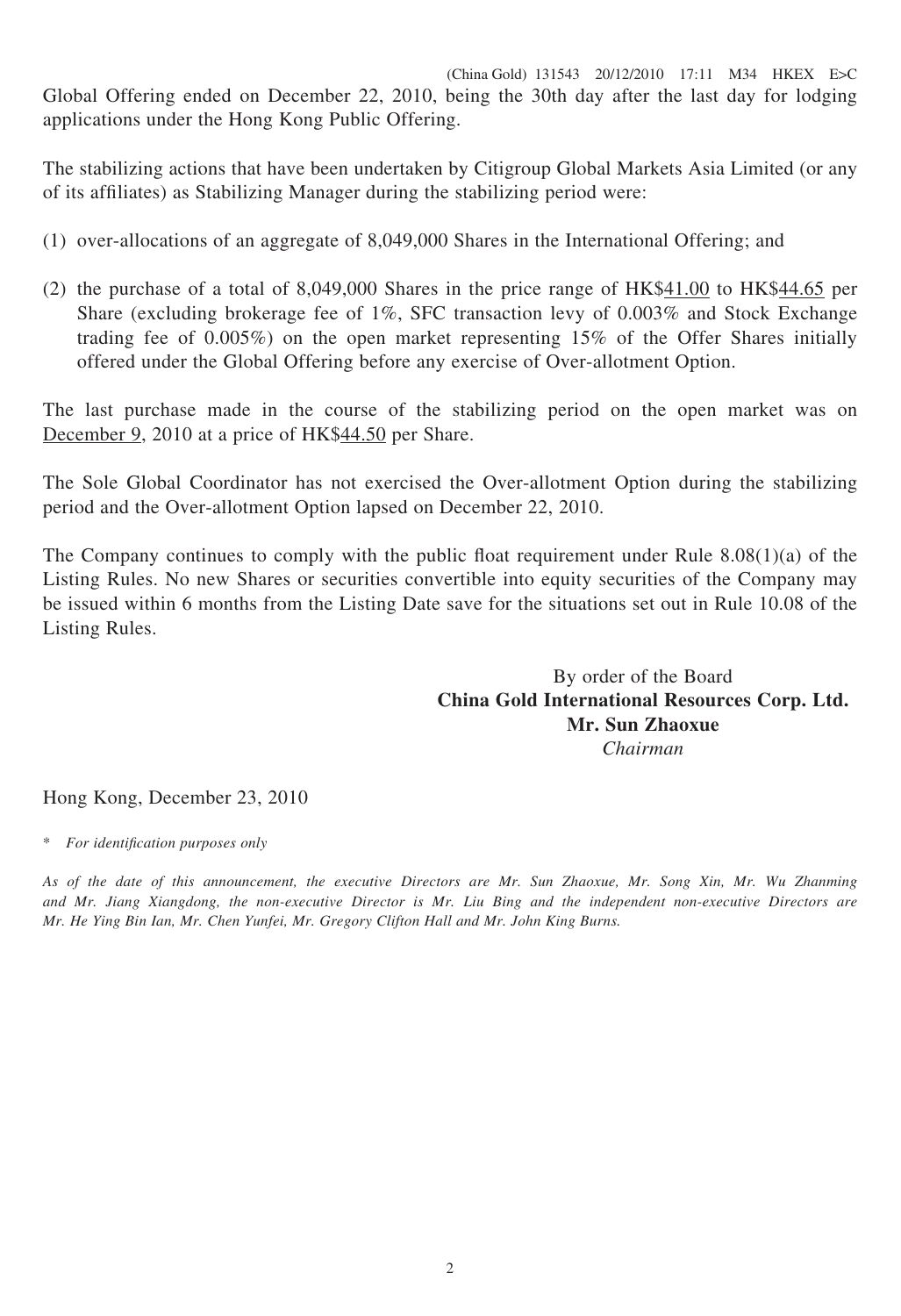Global Offering ended on December 22, 2010, being the 30th day after the last day for lodging applications under the Hong Kong Public Offering.

The stabilizing actions that have been undertaken by Citigroup Global Markets Asia Limited (or any of its affiliates) as Stabilizing Manager during the stabilizing period were:

(1) over-allocations of an aggregate of 8,049,000 Shares in the International Offering; and

(2) the purchase of a total of 8,049,000 Shares in the price range of HK$41.00 to HK$44.65 per Share (excluding brokerage fee of 1%, SFC transaction levy of 0.003% and Stock Exchange trading fee of 0.005%) on the open market representing 15% of the Offer Shares initially offered under the Global Offering before any exercise of Over-allotment Option.

The last purchase made in the course of the stabilizing period on the open market was on December 9, 2010 at a price of HK$44.50 per Share.

The Sole Global Coordinator has not exercised the Over-allotment Option during the stabilizing period and the Over-allotment Option lapsed on December 22, 2010.

The Company continues to comply with the public float requirement under Rule 8.08(1)(a) of the Listing Rules. No new Shares or securities convertible into equity securities of the Company may be issued within 6 months from the Listing Date save for the situations set out in Rule 10.08 of the Listing Rules.

By order of the Board
**China Gold International Resources Corp. Ltd.**
**Mr. Sun Zhaoxue**
*Chairman*

Hong Kong, December 23, 2010

\* *For identification purposes only*

*As of the date of this announcement, the executive Directors are Mr. Sun Zhaoxue, Mr. Song Xin, Mr. Wu Zhanming and Mr. Jiang Xiangdong, the non-executive Director is Mr. Liu Bing and the independent non-executive Directors are Mr. He Ying Bin Ian, Mr. Chen Yunfei, Mr. Gregory Clifton Hall and Mr. John King Burns.*